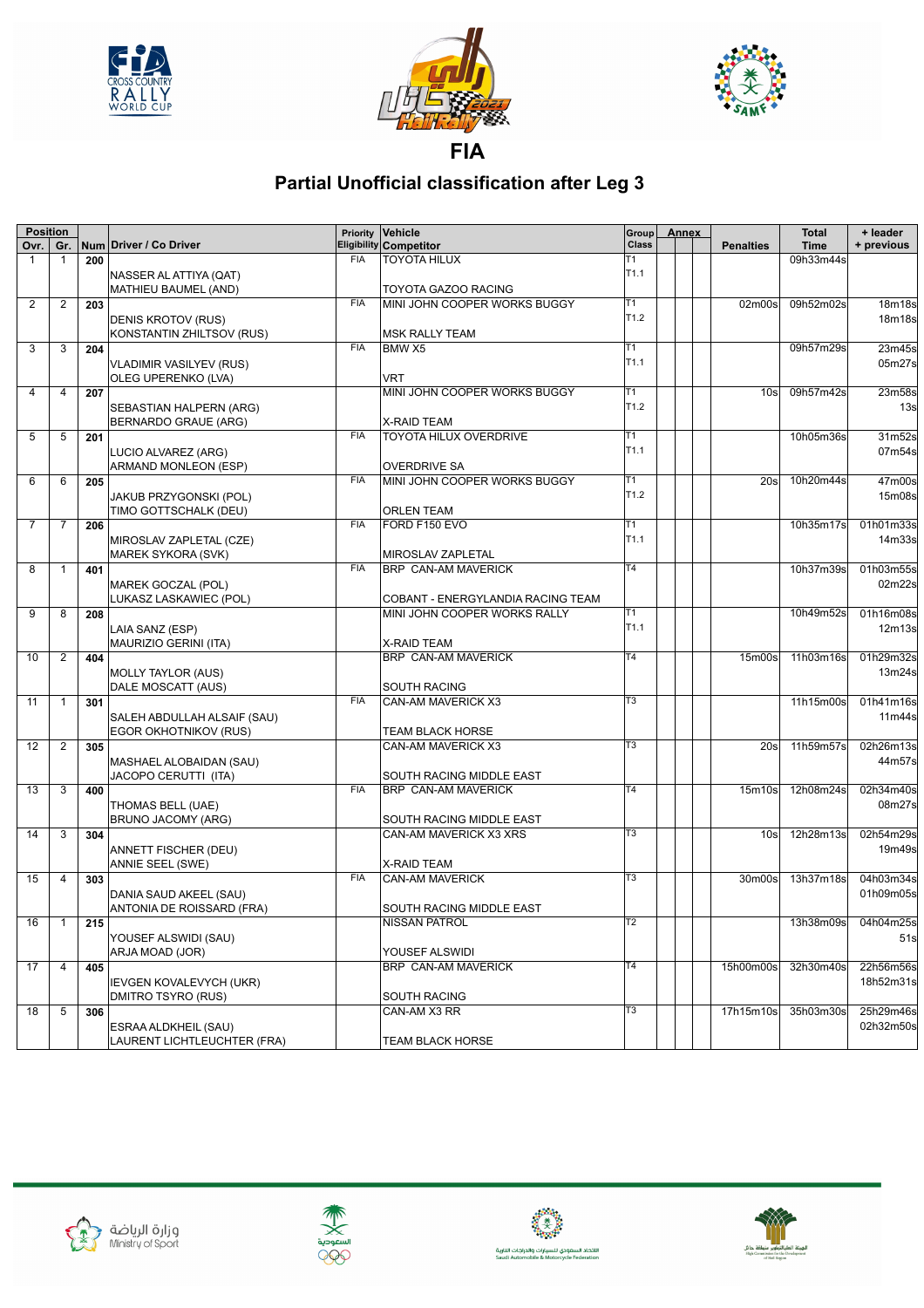# FIA

## Partial Unofficial classification after Leg 3

| Position Ovr. | Gr. | Num | Driver / Co Driver | Priority Eligibility | Vehicle Competitor | Group Class | Annex | | | Penalties | Total Time | + leader + previous |
|---|---|---|---|---|---|---|---|---|---|---|---|---|
| 1 | 1 | 200 | NASSER AL ATTIYA (QAT) MATHIEU BAUMEL (AND) | FIA | TOYOTA HILUX TOYOTA GAZOO RACING | T1 T1.1 | | | | | 09h33m44s | |
| 2 | 2 | 203 | DENIS KROTOV (RUS) KONSTANTIN ZHILTSOV (RUS) | FIA | MINI JOHN COOPER WORKS BUGGY MSK RALLY TEAM | T1 T1.2 | | | | 02m00s | 09h52m02s | 18m18s 18m18s |
| 3 | 3 | 204 | VLADIMIR VASILYEV (RUS) OLEG UPERENKO (LVA) | FIA | BMW X5 VRT | T1 T1.1 | | | | | 09h57m29s | 23m45s 05m27s |
| 4 | 4 | 207 | SEBASTIAN HALPERN (ARG) BERNARDO GRAUE (ARG) | | MINI JOHN COOPER WORKS BUGGY X-RAID TEAM | T1 T1.2 | | | | 10s | 09h57m42s | 23m58s 13s |
| 5 | 5 | 201 | LUCIO ALVAREZ (ARG) ARMAND MONLEON (ESP) | FIA | TOYOTA HILUX OVERDRIVE OVERDRIVE SA | T1 T1.1 | | | | | 10h05m36s | 31m52s 07m54s |
| 6 | 6 | 205 | JAKUB PRZYGONSKI (POL) TIMO GOTTSCHALK (DEU) | FIA | MINI JOHN COOPER WORKS BUGGY ORLEN TEAM | T1 T1.2 | | | | 20s | 10h20m44s | 47m00s 15m08s |
| 7 | 7 | 206 | MIROSLAV ZAPLETAL (CZE) MAREK SYKORA (SVK) | FIA | FORD F150 EVO MIROSLAV ZAPLETAL | T1 T1.1 | | | | | 10h35m17s | 01h01m33s 14m33s |
| 8 | 1 | 401 | MAREK GOCZAL (POL) LUKASZ LASKAWIEC (POL) | FIA | BRP CAN-AM MAVERICK COBANT - ENERGYLANDIA RACING TEAM | T4 | | | | | 10h37m39s | 01h03m55s 02m22s |
| 9 | 8 | 208 | LAIA SANZ (ESP) MAURIZIO GERINI (ITA) | | MINI JOHN COOPER WORKS RALLY X-RAID TEAM | T1 T1.1 | | | | | 10h49m52s | 01h16m08s 12m13s |
| 10 | 2 | 404 | MOLLY TAYLOR (AUS) DALE MOSCATT (AUS) | | BRP CAN-AM MAVERICK SOUTH RACING | T4 | | | | 15m00s | 11h03m16s | 01h29m32s 13m24s |
| 11 | 1 | 301 | SALEH ABDULLAH ALSAIF (SAU) EGOR OKHOTNIKOV (RUS) | FIA | CAN-AM MAVERICK X3 TEAM BLACK HORSE | T3 | | | | | 11h15m00s | 01h41m16s 11m44s |
| 12 | 2 | 305 | MASHAEL ALOBAIDAN (SAU) JACOPO CERUTTI (ITA) | | CAN-AM MAVERICK X3 SOUTH RACING MIDDLE EAST | T3 | | | | 20s | 11h59m57s | 02h26m13s 44m57s |
| 13 | 3 | 400 | THOMAS BELL (UAE) BRUNO JACOMY (ARG) | FIA | BRP CAN-AM MAVERICK SOUTH RACING MIDDLE EAST | T4 | | | | 15m10s | 12h08m24s | 02h34m40s 08m27s |
| 14 | 3 | 304 | ANNETT FISCHER (DEU) ANNIE SEEL (SWE) | | CAN-AM MAVERICK X3 XRS X-RAID TEAM | T3 | | | | 10s | 12h28m13s | 02h54m29s 19m49s |
| 15 | 4 | 303 | DANIA SAUD AKEEL (SAU) ANTONIA DE ROISSARD (FRA) | FIA | CAN-AM MAVERICK SOUTH RACING MIDDLE EAST | T3 | | | | 30m00s | 13h37m18s | 04h03m34s 01h09m05s |
| 16 | 1 | 215 | YOUSEF ALSWIDI (SAU) ARJA MOAD (JOR) | | NISSAN PATROL YOUSEF ALSWIDI | T2 | | | | | 13h38m09s | 04h04m25s 51s |
| 17 | 4 | 405 | IEVGEN KOVALEVYCH (UKR) DMITRO TSYRO (RUS) | | BRP CAN-AM MAVERICK SOUTH RACING | T4 | | | | 15h00m00s | 32h30m40s | 22h56m56s 18h52m31s |
| 18 | 5 | 306 | ESRAA ALDKHEIL (SAU) LAURENT LICHTLEUCHTER (FRA) | | CAN-AM X3 RR TEAM BLACK HORSE | T3 | | | | 17h15m10s | 35h03m30s | 25h29m46s 02h32m50s |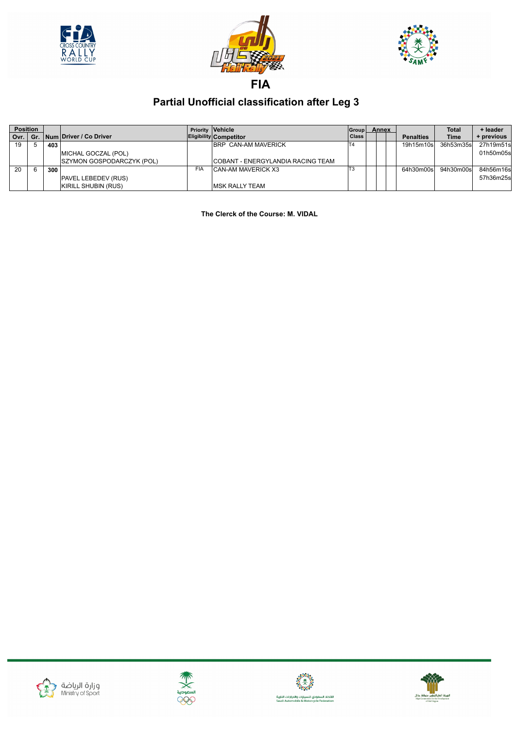# FIA

## Partial Unofficial classification after Leg 3

| Position | | | | Priority | Vehicle | Group | Annex | | | | Total | + leader |
|---|---|---|---|---|---|---|---|---|---|---|---|---|
| Ovr. | Gr. | Num | Driver / Co Driver | Eligibility | Competitor | Class | | | | Penalties | Time | + previous |
| 19 | 5 | 403 | MICHAL GOCZAL (POL)<br>SZYMON GOSPODARCZYK (POL) | | BRP CAN-AM MAVERICK<br>COBANT - ENERGYLANDIA RACING TEAM | T4 | | | | 19h15m10s | 36h53m35s | 27h19m51s<br>01h50m05s |
| 20 | 6 | 300 | PAVEL LEBEDEV (RUS)<br>KIRILL SHUBIN (RUS) | FIA | CAN-AM MAVERICK X3<br>MSK RALLY TEAM | T3 | | | | 64h30m00s | 94h30m00s | 84h56m16s<br>57h36m25s |

**The Clerck of the Course: M. VIDAL**